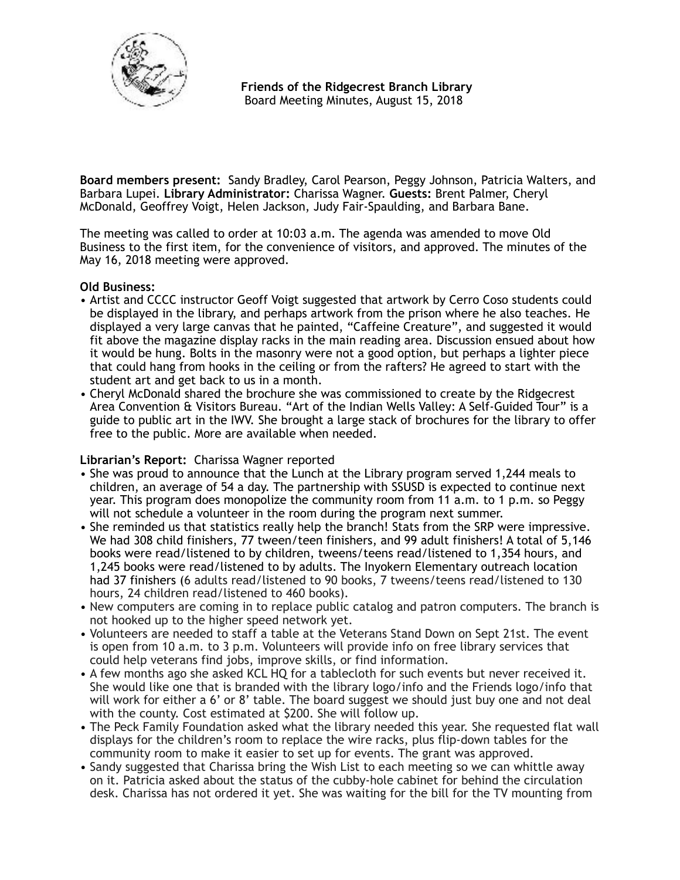**Friends of the Ridgecrest Branch Library**
Board Meeting Minutes, August 15, 2018

**Board members present:** Sandy Bradley, Carol Pearson, Peggy Johnson, Patricia Walters, and Barbara Lupei. **Library Administrator:** Charissa Wagner. **Guests:** Brent Palmer, Cheryl McDonald, Geoffrey Voigt, Helen Jackson, Judy Fair-Spaulding, and Barbara Bane.

The meeting was called to order at 10:03 a.m. The agenda was amended to move Old Business to the first item, for the convenience of visitors, and approved. The minutes of the May 16, 2018 meeting were approved.

**Old Business:**

- Artist and CCCC instructor Geoff Voigt suggested that artwork by Cerro Coso students could be displayed in the library, and perhaps artwork from the prison where he also teaches. He displayed a very large canvas that he painted, "Caffeine Creature", and suggested it would fit above the magazine display racks in the main reading area. Discussion ensued about how it would be hung. Bolts in the masonry were not a good option, but perhaps a lighter piece that could hang from hooks in the ceiling or from the rafters? He agreed to start with the student art and get back to us in a month.
- Cheryl McDonald shared the brochure she was commissioned to create by the Ridgecrest Area Convention & Visitors Bureau. "Art of the Indian Wells Valley: A Self-Guided Tour" is a guide to public art in the IWV. She brought a large stack of brochures for the library to offer free to the public. More are available when needed.

**Librarian's Report:** Charissa Wagner reported

- She was proud to announce that the Lunch at the Library program served 1,244 meals to children, an average of 54 a day. The partnership with SSUSD is expected to continue next year. This program does monopolize the community room from 11 a.m. to 1 p.m. so Peggy will not schedule a volunteer in the room during the program next summer.
- She reminded us that statistics really help the branch! Stats from the SRP were impressive. We had 308 child finishers, 77 tween/teen finishers, and 99 adult finishers! A total of 5,146 books were read/listened to by children, tweens/teens read/listened to 1,354 hours, and 1,245 books were read/listened to by adults. The Inyokern Elementary outreach location had 37 finishers (6 adults read/listened to 90 books, 7 tweens/teens read/listened to 130 hours, 24 children read/listened to 460 books).
- New computers are coming in to replace public catalog and patron computers. The branch is not hooked up to the higher speed network yet.
- Volunteers are needed to staff a table at the Veterans Stand Down on Sept 21st. The event is open from 10 a.m. to 3 p.m. Volunteers will provide info on free library services that could help veterans find jobs, improve skills, or find information.
- A few months ago she asked KCL HQ for a tablecloth for such events but never received it. She would like one that is branded with the library logo/info and the Friends logo/info that will work for either a 6' or 8' table. The board suggest we should just buy one and not deal with the county. Cost estimated at $200. She will follow up.
- The Peck Family Foundation asked what the library needed this year. She requested flat wall displays for the children's room to replace the wire racks, plus flip-down tables for the community room to make it easier to set up for events. The grant was approved.
- Sandy suggested that Charissa bring the Wish List to each meeting so we can whittle away on it. Patricia asked about the status of the cubby-hole cabinet for behind the circulation desk. Charissa has not ordered it yet. She was waiting for the bill for the TV mounting from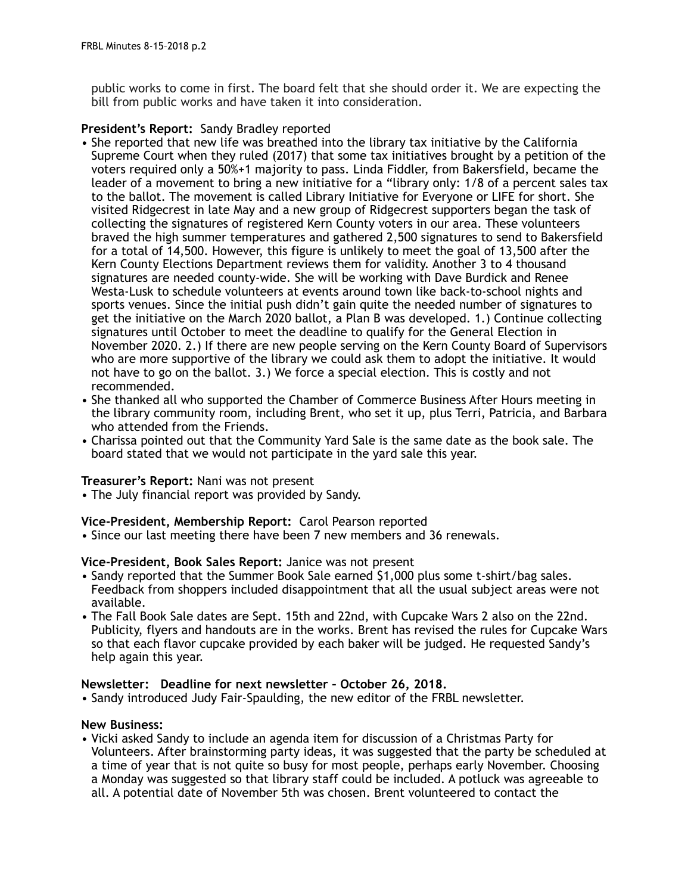public works to come in first. The board felt that she should order it. We are expecting the bill from public works and have taken it into consideration.

**President's Report:** Sandy Bradley reported

- She reported that new life was breathed into the library tax initiative by the California Supreme Court when they ruled (2017) that some tax initiatives brought by a petition of the voters required only a 50%+1 majority to pass. Linda Fiddler, from Bakersfield, became the leader of a movement to bring a new initiative for a "library only: 1/8 of a percent sales tax to the ballot. The movement is called Library Initiative for Everyone or LIFE for short. She visited Ridgecrest in late May and a new group of Ridgecrest supporters began the task of collecting the signatures of registered Kern County voters in our area. These volunteers braved the high summer temperatures and gathered 2,500 signatures to send to Bakersfield for a total of 14,500. However, this figure is unlikely to meet the goal of 13,500 after the Kern County Elections Department reviews them for validity. Another 3 to 4 thousand signatures are needed county-wide. She will be working with Dave Burdick and Renee Westa-Lusk to schedule volunteers at events around town like back-to-school nights and sports venues. Since the initial push didn't gain quite the needed number of signatures to get the initiative on the March 2020 ballot, a Plan B was developed. 1.) Continue collecting signatures until October to meet the deadline to qualify for the General Election in November 2020. 2.) If there are new people serving on the Kern County Board of Supervisors who are more supportive of the library we could ask them to adopt the initiative. It would not have to go on the ballot. 3.) We force a special election. This is costly and not recommended.
- She thanked all who supported the Chamber of Commerce Business After Hours meeting in the library community room, including Brent, who set it up, plus Terri, Patricia, and Barbara who attended from the Friends.
- Charissa pointed out that the Community Yard Sale is the same date as the book sale. The board stated that we would not participate in the yard sale this year.

**Treasurer's Report:** Nani was not present

- The July financial report was provided by Sandy.

**Vice-President, Membership Report:** Carol Pearson reported

- Since our last meeting there have been 7 new members and 36 renewals.

**Vice-President, Book Sales Report:** Janice was not present

- Sandy reported that the Summer Book Sale earned $1,000 plus some t-shirt/bag sales. Feedback from shoppers included disappointment that all the usual subject areas were not available.
- The Fall Book Sale dates are Sept. 15th and 22nd, with Cupcake Wars 2 also on the 22nd. Publicity, flyers and handouts are in the works. Brent has revised the rules for Cupcake Wars so that each flavor cupcake provided by each baker will be judged. He requested Sandy's help again this year.

**Newsletter: Deadline for next newsletter – October 26, 2018.**

- Sandy introduced Judy Fair-Spaulding, the new editor of the FRBL newsletter.

**New Business:**

- Vicki asked Sandy to include an agenda item for discussion of a Christmas Party for Volunteers. After brainstorming party ideas, it was suggested that the party be scheduled at a time of year that is not quite so busy for most people, perhaps early November. Choosing a Monday was suggested so that library staff could be included. A potluck was agreeable to all. A potential date of November 5th was chosen. Brent volunteered to contact the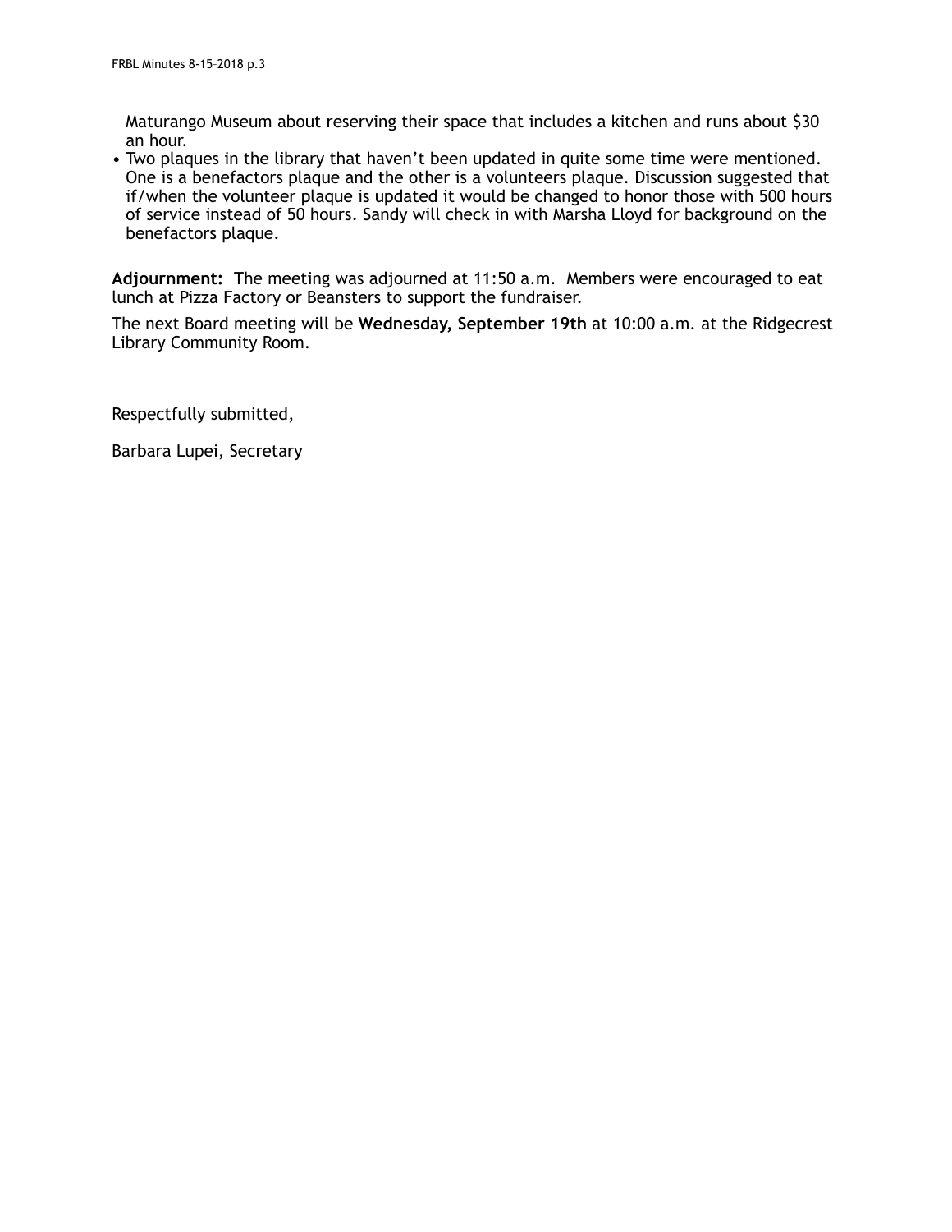Maturango Museum about reserving their space that includes a kitchen and runs about $30 an hour.

- Two plaques in the library that haven't been updated in quite some time were mentioned. One is a benefactors plaque and the other is a volunteers plaque. Discussion suggested that if/when the volunteer plaque is updated it would be changed to honor those with 500 hours of service instead of 50 hours. Sandy will check in with Marsha Lloyd for background on the benefactors plaque.

**Adjournment:** The meeting was adjourned at 11:50 a.m. Members were encouraged to eat lunch at Pizza Factory or Beansters to support the fundraiser.

The next Board meeting will be **Wednesday, September 19th** at 10:00 a.m. at the Ridgecrest Library Community Room.

Respectfully submitted,

Barbara Lupei, Secretary